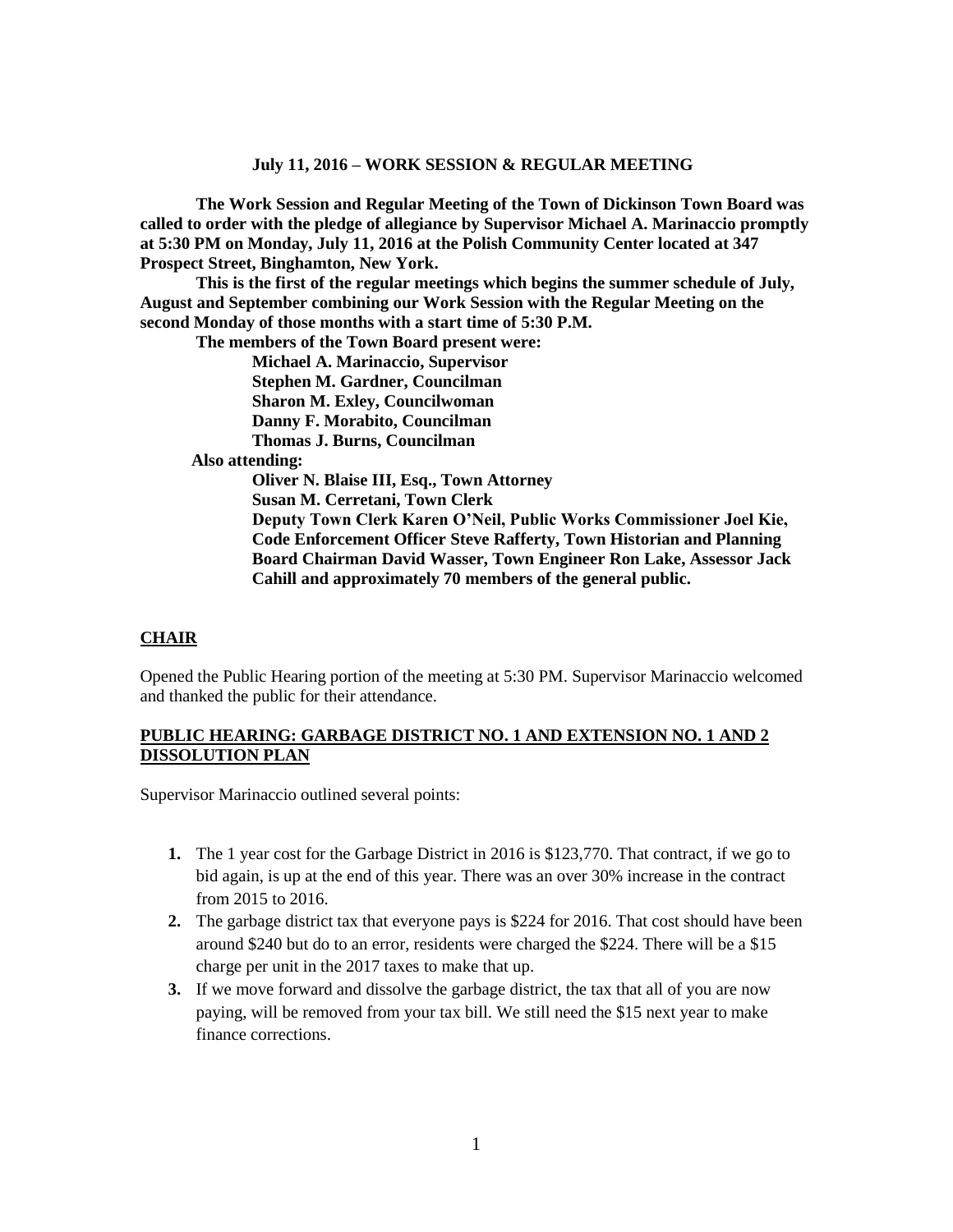**July 11, 2016 – WORK SESSION & REGULAR MEETING**

**The Work Session and Regular Meeting of the Town of Dickinson Town Board was called to order with the pledge of allegiance by Supervisor Michael A. Marinaccio promptly at 5:30 PM on Monday, July 11, 2016 at the Polish Community Center located at 347 Prospect Street, Binghamton, New York.**

**This is the first of the regular meetings which begins the summer schedule of July, August and September combining our Work Session with the Regular Meeting on the second Monday of those months with a start time of 5:30 P.M.**

**The members of the Town Board present were:**

**Michael A. Marinaccio, Supervisor**
**Stephen M. Gardner, Councilman**
**Sharon M. Exley, Councilwoman**
**Danny F. Morabito, Councilman**
**Thomas J. Burns, Councilman**

**Also attending:**

**Oliver N. Blaise III, Esq., Town Attorney**
**Susan M. Cerretani, Town Clerk**
**Deputy Town Clerk Karen O'Neil, Public Works Commissioner Joel Kie, Code Enforcement Officer Steve Rafferty, Town Historian and Planning Board Chairman David Wasser, Town Engineer Ron Lake, Assessor Jack Cahill and approximately 70 members of the general public.**

## CHAIR

Opened the Public Hearing portion of the meeting at 5:30 PM. Supervisor Marinaccio welcomed and thanked the public for their attendance.

## PUBLIC HEARING: GARBAGE DISTRICT NO. 1 AND EXTENSION NO. 1 AND 2 DISSOLUTION PLAN

Supervisor Marinaccio outlined several points:

1. The 1 year cost for the Garbage District in 2016 is $123,770. That contract, if we go to bid again, is up at the end of this year. There was an over 30% increase in the contract from 2015 to 2016.
2. The garbage district tax that everyone pays is $224 for 2016. That cost should have been around $240 but do to an error, residents were charged the $224. There will be a $15 charge per unit in the 2017 taxes to make that up.
3. If we move forward and dissolve the garbage district, the tax that all of you are now paying, will be removed from your tax bill. We still need the $15 next year to make finance corrections.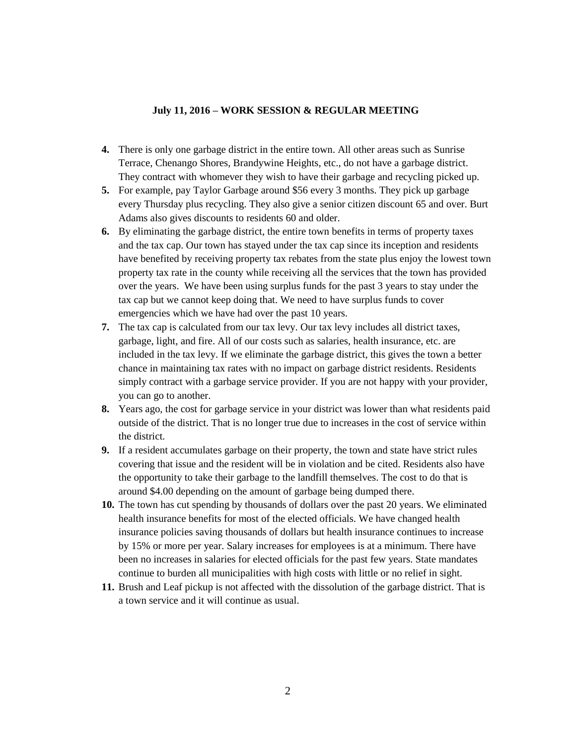**July 11, 2016 – WORK SESSION & REGULAR MEETING**

4. There is only one garbage district in the entire town. All other areas such as Sunrise Terrace, Chenango Shores, Brandywine Heights, etc., do not have a garbage district. They contract with whomever they wish to have their garbage and recycling picked up.
5. For example, pay Taylor Garbage around $56 every 3 months. They pick up garbage every Thursday plus recycling. They also give a senior citizen discount 65 and over. Burt Adams also gives discounts to residents 60 and older.
6. By eliminating the garbage district, the entire town benefits in terms of property taxes and the tax cap. Our town has stayed under the tax cap since its inception and residents have benefited by receiving property tax rebates from the state plus enjoy the lowest town property tax rate in the county while receiving all the services that the town has provided over the years. We have been using surplus funds for the past 3 years to stay under the tax cap but we cannot keep doing that. We need to have surplus funds to cover emergencies which we have had over the past 10 years.
7. The tax cap is calculated from our tax levy. Our tax levy includes all district taxes, garbage, light, and fire. All of our costs such as salaries, health insurance, etc. are included in the tax levy. If we eliminate the garbage district, this gives the town a better chance in maintaining tax rates with no impact on garbage district residents. Residents simply contract with a garbage service provider. If you are not happy with your provider, you can go to another.
8. Years ago, the cost for garbage service in your district was lower than what residents paid outside of the district. That is no longer true due to increases in the cost of service within the district.
9. If a resident accumulates garbage on their property, the town and state have strict rules covering that issue and the resident will be in violation and be cited. Residents also have the opportunity to take their garbage to the landfill themselves. The cost to do that is around $4.00 depending on the amount of garbage being dumped there.
10. The town has cut spending by thousands of dollars over the past 20 years. We eliminated health insurance benefits for most of the elected officials. We have changed health insurance policies saving thousands of dollars but health insurance continues to increase by 15% or more per year. Salary increases for employees is at a minimum. There have been no increases in salaries for elected officials for the past few years. State mandates continue to burden all municipalities with high costs with little or no relief in sight.
11. Brush and Leaf pickup is not affected with the dissolution of the garbage district. That is a town service and it will continue as usual.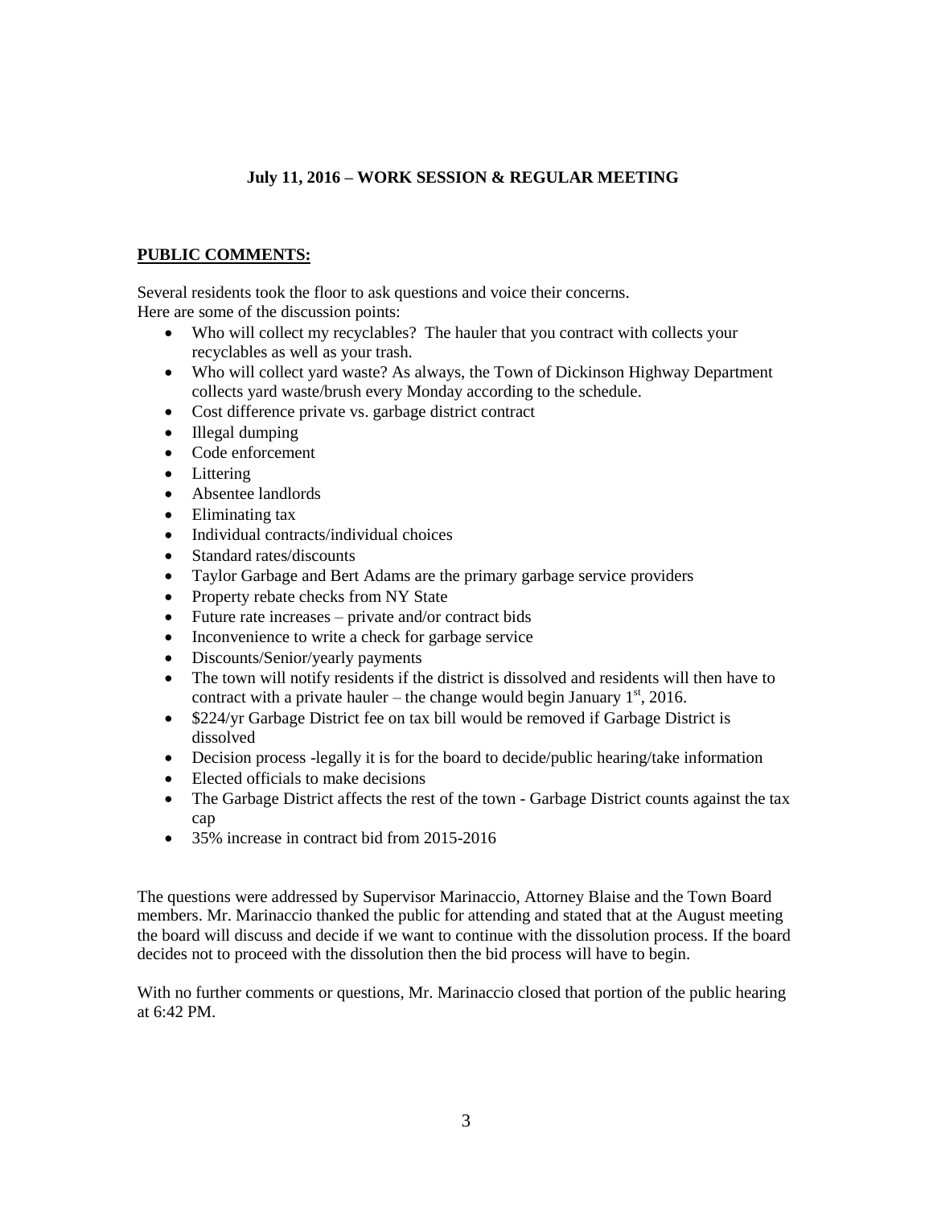### July 11, 2016 – WORK SESSION & REGULAR MEETING

**PUBLIC COMMENTS:**

Several residents took the floor to ask questions and voice their concerns.
Here are some of the discussion points:

- Who will collect my recyclables? The hauler that you contract with collects your recyclables as well as your trash.
- Who will collect yard waste? As always, the Town of Dickinson Highway Department collects yard waste/brush every Monday according to the schedule.
- Cost difference private vs. garbage district contract
- Illegal dumping
- Code enforcement
- Littering
- Absentee landlords
- Eliminating tax
- Individual contracts/individual choices
- Standard rates/discounts
- Taylor Garbage and Bert Adams are the primary garbage service providers
- Property rebate checks from NY State
- Future rate increases – private and/or contract bids
- Inconvenience to write a check for garbage service
- Discounts/Senior/yearly payments
- The town will notify residents if the district is dissolved and residents will then have to contract with a private hauler – the change would begin January 1st, 2016.
- $224/yr Garbage District fee on tax bill would be removed if Garbage District is dissolved
- Decision process -legally it is for the board to decide/public hearing/take information
- Elected officials to make decisions
- The Garbage District affects the rest of the town - Garbage District counts against the tax cap
- 35% increase in contract bid from 2015-2016

The questions were addressed by Supervisor Marinaccio, Attorney Blaise and the Town Board members. Mr. Marinaccio thanked the public for attending and stated that at the August meeting the board will discuss and decide if we want to continue with the dissolution process. If the board decides not to proceed with the dissolution then the bid process will have to begin.

With no further comments or questions, Mr. Marinaccio closed that portion of the public hearing at 6:42 PM.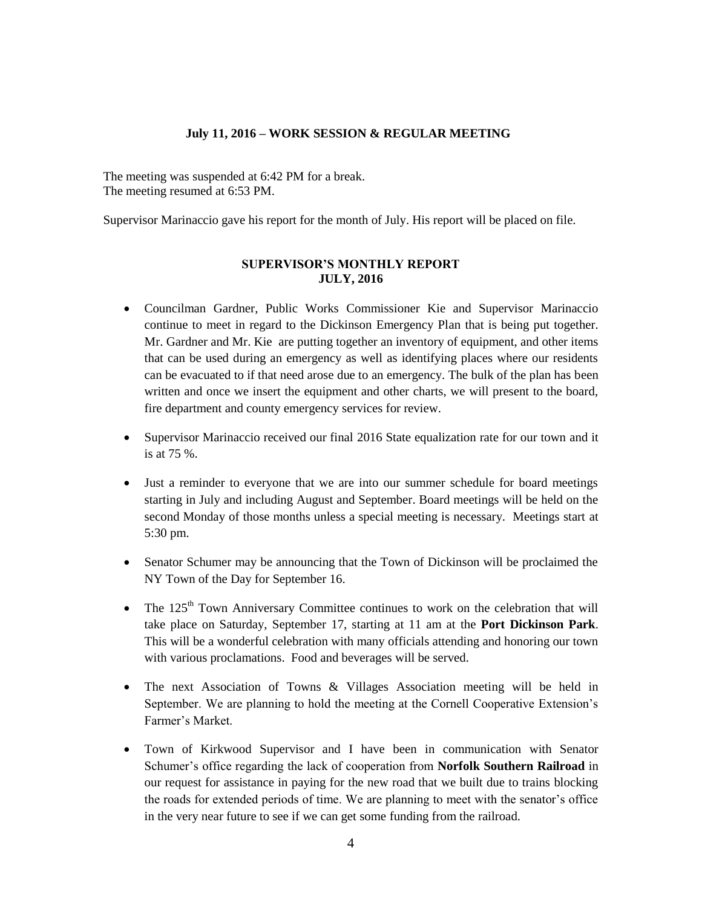**July 11, 2016 – WORK SESSION & REGULAR MEETING**

The meeting was suspended at 6:42 PM for a break.
The meeting resumed at 6:53 PM.

Supervisor Marinaccio gave his report for the month of July. His report will be placed on file.

**SUPERVISOR'S MONTHLY REPORT**
**JULY, 2016**

- Councilman Gardner, Public Works Commissioner Kie and Supervisor Marinaccio continue to meet in regard to the Dickinson Emergency Plan that is being put together. Mr. Gardner and Mr. Kie are putting together an inventory of equipment, and other items that can be used during an emergency as well as identifying places where our residents can be evacuated to if that need arose due to an emergency. The bulk of the plan has been written and once we insert the equipment and other charts, we will present to the board, fire department and county emergency services for review.

- Supervisor Marinaccio received our final 2016 State equalization rate for our town and it is at 75 %.

- Just a reminder to everyone that we are into our summer schedule for board meetings starting in July and including August and September. Board meetings will be held on the second Monday of those months unless a special meeting is necessary. Meetings start at 5:30 pm.

- Senator Schumer may be announcing that the Town of Dickinson will be proclaimed the NY Town of the Day for September 16.

- The 125th Town Anniversary Committee continues to work on the celebration that will take place on Saturday, September 17, starting at 11 am at the **Port Dickinson Park**. This will be a wonderful celebration with many officials attending and honoring our town with various proclamations. Food and beverages will be served.

- The next Association of Towns & Villages Association meeting will be held in September. We are planning to hold the meeting at the Cornell Cooperative Extension's Farmer's Market.

- Town of Kirkwood Supervisor and I have been in communication with Senator Schumer's office regarding the lack of cooperation from **Norfolk Southern Railroad** in our request for assistance in paying for the new road that we built due to trains blocking the roads for extended periods of time. We are planning to meet with the senator's office in the very near future to see if we can get some funding from the railroad.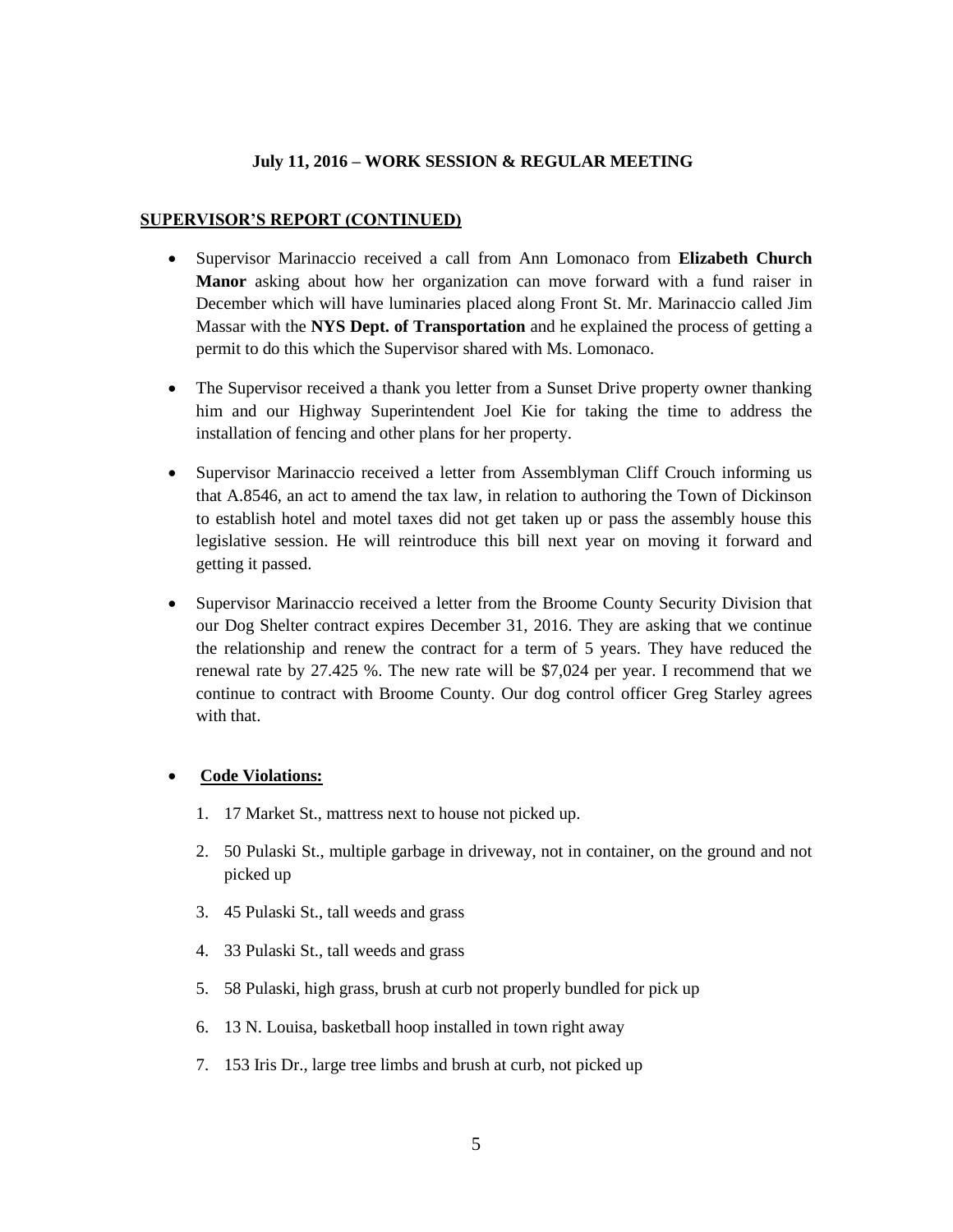**July 11, 2016 – WORK SESSION & REGULAR MEETING**

**SUPERVISOR'S REPORT (CONTINUED)**

- Supervisor Marinaccio received a call from Ann Lomonaco from **Elizabeth Church Manor** asking about how her organization can move forward with a fund raiser in December which will have luminaries placed along Front St. Mr. Marinaccio called Jim Massar with the **NYS Dept. of Transportation** and he explained the process of getting a permit to do this which the Supervisor shared with Ms. Lomonaco.

- The Supervisor received a thank you letter from a Sunset Drive property owner thanking him and our Highway Superintendent Joel Kie for taking the time to address the installation of fencing and other plans for her property.

- Supervisor Marinaccio received a letter from Assemblyman Cliff Crouch informing us that A.8546, an act to amend the tax law, in relation to authoring the Town of Dickinson to establish hotel and motel taxes did not get taken up or pass the assembly house this legislative session. He will reintroduce this bill next year on moving it forward and getting it passed.

- Supervisor Marinaccio received a letter from the Broome County Security Division that our Dog Shelter contract expires December 31, 2016. They are asking that we continue the relationship and renew the contract for a term of 5 years. They have reduced the renewal rate by 27.425 %. The new rate will be $7,024 per year. I recommend that we continue to contract with Broome County. Our dog control officer Greg Starley agrees with that.

- **Code Violations:**

  1. 17 Market St., mattress next to house not picked up.
  2. 50 Pulaski St., multiple garbage in driveway, not in container, on the ground and not picked up
  3. 45 Pulaski St., tall weeds and grass
  4. 33 Pulaski St., tall weeds and grass
  5. 58 Pulaski, high grass, brush at curb not properly bundled for pick up
  6. 13 N. Louisa, basketball hoop installed in town right away
  7. 153 Iris Dr., large tree limbs and brush at curb, not picked up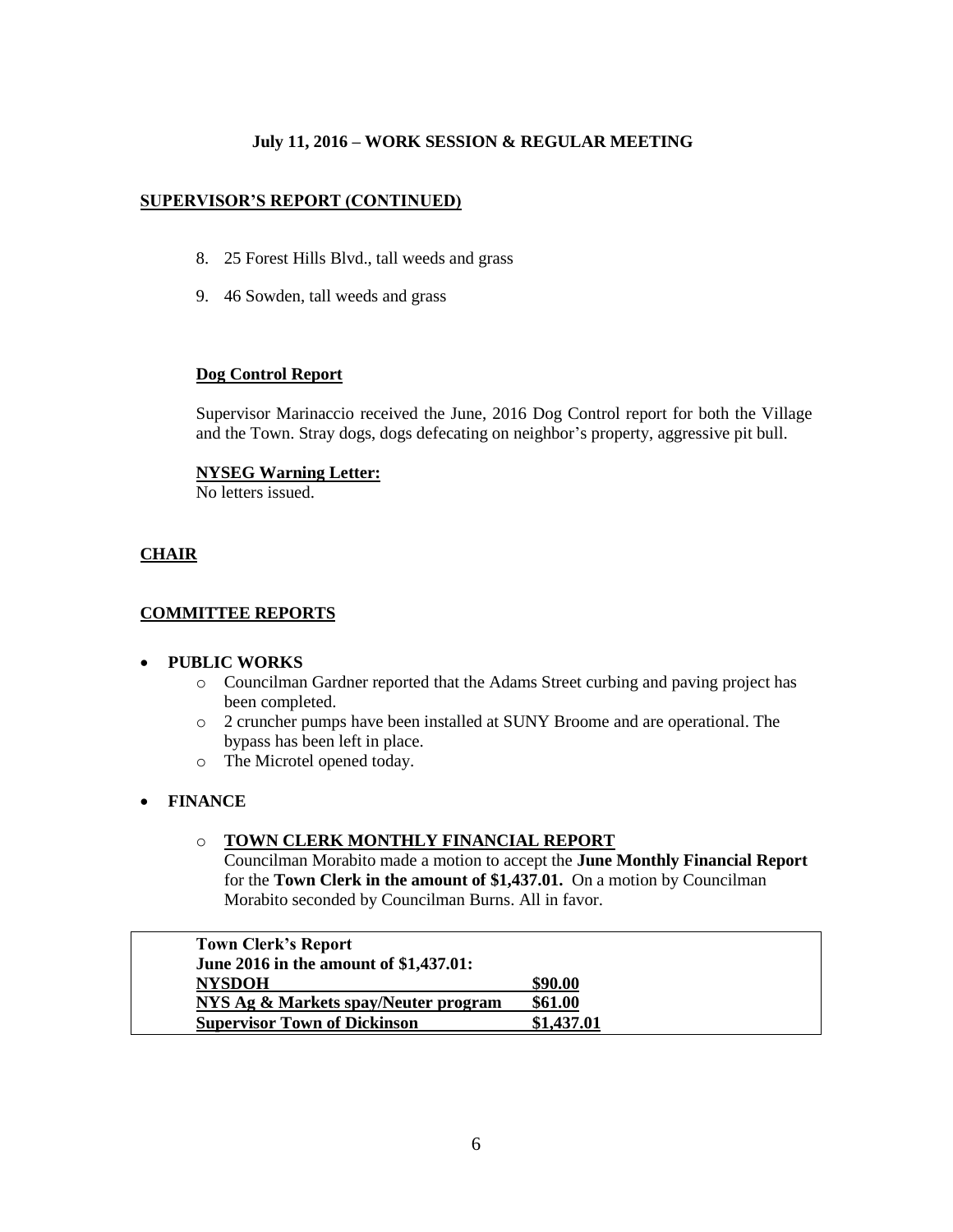**July 11, 2016 – WORK SESSION & REGULAR MEETING**

**SUPERVISOR'S REPORT (CONTINUED)**

8. 25 Forest Hills Blvd., tall weeds and grass
9. 46 Sowden, tall weeds and grass

**Dog Control Report**

Supervisor Marinaccio received the June, 2016 Dog Control report for both the Village and the Town. Stray dogs, dogs defecating on neighbor's property, aggressive pit bull.

**NYSEG Warning Letter:**
No letters issued.

**CHAIR**

**COMMITTEE REPORTS**

- **PUBLIC WORKS**
  - Councilman Gardner reported that the Adams Street curbing and paving project has been completed.
  - 2 cruncher pumps have been installed at SUNY Broome and are operational. The bypass has been left in place.
  - The Microtel opened today.
- **FINANCE**
  - **TOWN CLERK MONTHLY FINANCIAL REPORT**
    Councilman Morabito made a motion to accept the **June Monthly Financial Report** for the **Town Clerk in the amount of $1,437.01.** On a motion by Councilman Morabito seconded by Councilman Burns. All in favor.

| **Town Clerk's Report June 2016 in the amount of $1,437.01:** | |
|---|---|
| **NYSDOH** | **$90.00** |
| **NYS Ag & Markets spay/Neuter program** | **$61.00** |
| **Supervisor Town of Dickinson** | **$1,437.01** |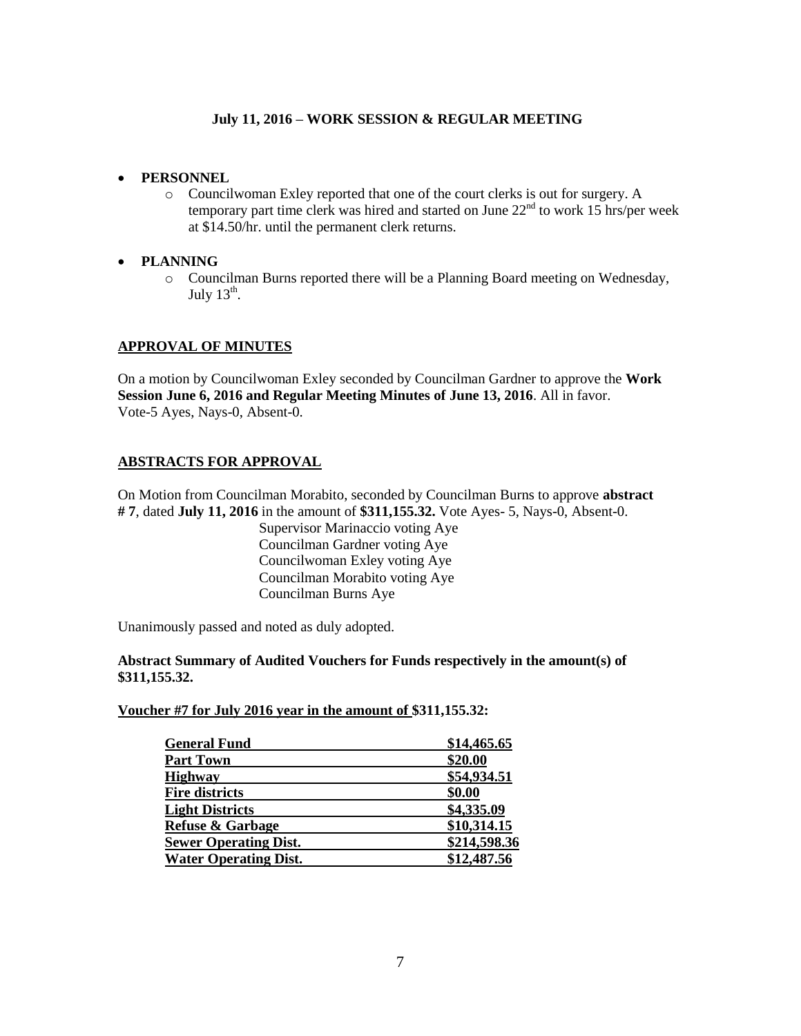**July 11, 2016 – WORK SESSION & REGULAR MEETING**

- **PERSONNEL**
  - Councilwoman Exley reported that one of the court clerks is out for surgery. A temporary part time clerk was hired and started on June 22nd to work 15 hrs/per week at $14.50/hr. until the permanent clerk returns.

- **PLANNING**
  - Councilman Burns reported there will be a Planning Board meeting on Wednesday, July 13th.

## APPROVAL OF MINUTES

On a motion by Councilwoman Exley seconded by Councilman Gardner to approve the **Work Session June 6, 2016 and Regular Meeting Minutes of June 13, 2016**. All in favor. Vote-5 Ayes, Nays-0, Absent-0.

## ABSTRACTS FOR APPROVAL

On Motion from Councilman Morabito, seconded by Councilman Burns to approve **abstract # 7**, dated **July 11, 2016** in the amount of **$311,155.32.** Vote Ayes- 5, Nays-0, Absent-0.

Supervisor Marinaccio voting Aye
Councilman Gardner voting Aye
Councilwoman Exley voting Aye
Councilman Morabito voting Aye
Councilman Burns Aye

Unanimously passed and noted as duly adopted.

**Abstract Summary of Audited Vouchers for Funds respectively in the amount(s) of $311,155.32.**

**Voucher #7 for July 2016 year in the amount of $311,155.32:**

| Fund | Amount |
|---|---|
| **General Fund** | **$14,465.65** |
| **Part Town** | **$20.00** |
| **Highway** | **$54,934.51** |
| **Fire districts** | **$0.00** |
| **Light Districts** | **$4,335.09** |
| **Refuse & Garbage** | **$10,314.15** |
| **Sewer Operating Dist.** | **$214,598.36** |
| **Water Operating Dist.** | **$12,487.56** |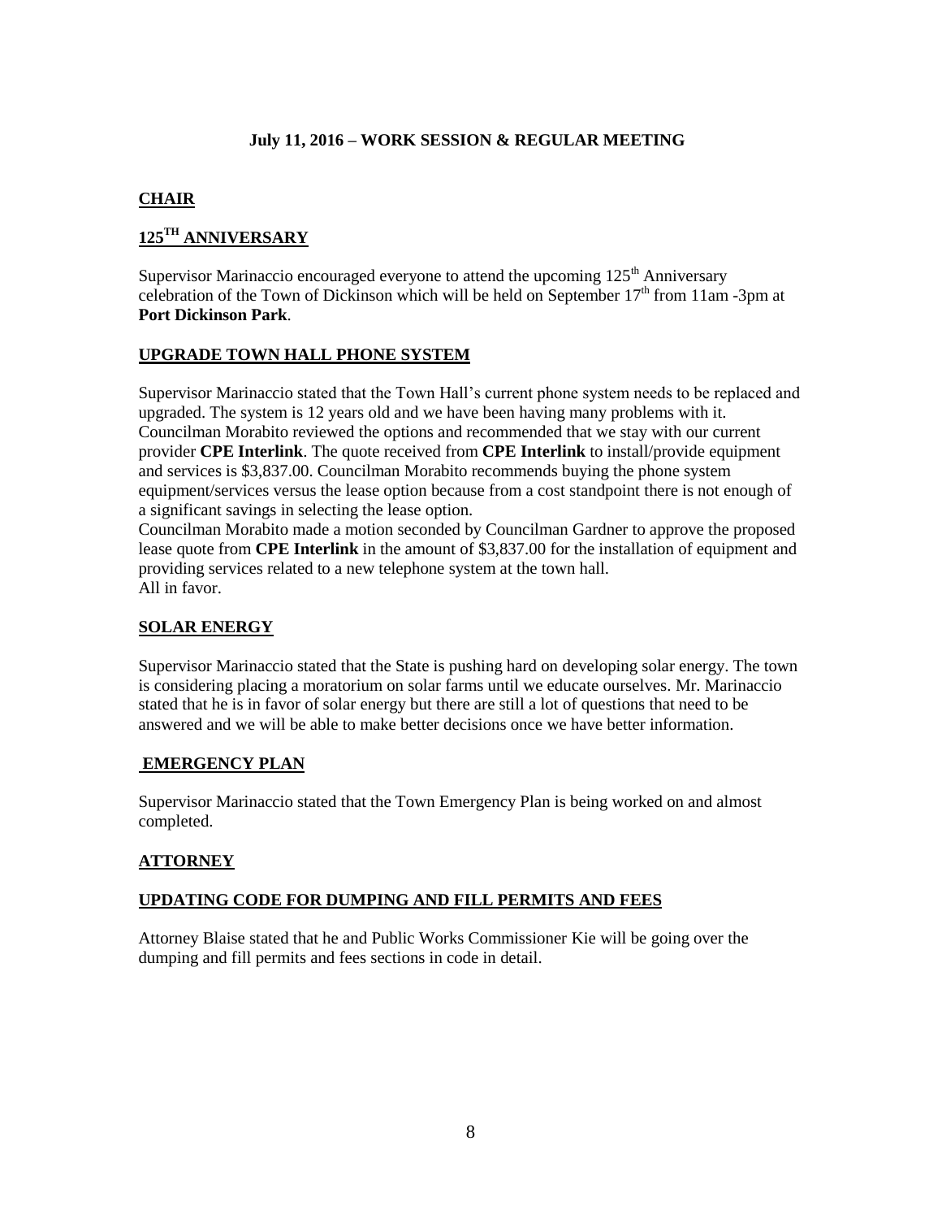**July 11, 2016 – WORK SESSION & REGULAR MEETING**

**CHAIR**

**125TH ANNIVERSARY**

Supervisor Marinaccio encouraged everyone to attend the upcoming 125th Anniversary celebration of the Town of Dickinson which will be held on September 17th from 11am -3pm at **Port Dickinson Park**.

**UPGRADE TOWN HALL PHONE SYSTEM**

Supervisor Marinaccio stated that the Town Hall's current phone system needs to be replaced and upgraded. The system is 12 years old and we have been having many problems with it. Councilman Morabito reviewed the options and recommended that we stay with our current provider **CPE Interlink**. The quote received from **CPE Interlink** to install/provide equipment and services is $3,837.00. Councilman Morabito recommends buying the phone system equipment/services versus the lease option because from a cost standpoint there is not enough of a significant savings in selecting the lease option.

Councilman Morabito made a motion seconded by Councilman Gardner to approve the proposed lease quote from **CPE Interlink** in the amount of $3,837.00 for the installation of equipment and providing services related to a new telephone system at the town hall.

All in favor.

**SOLAR ENERGY**

Supervisor Marinaccio stated that the State is pushing hard on developing solar energy. The town is considering placing a moratorium on solar farms until we educate ourselves. Mr. Marinaccio stated that he is in favor of solar energy but there are still a lot of questions that need to be answered and we will be able to make better decisions once we have better information.

**EMERGENCY PLAN**

Supervisor Marinaccio stated that the Town Emergency Plan is being worked on and almost completed.

**ATTORNEY**

**UPDATING CODE FOR DUMPING AND FILL PERMITS AND FEES**

Attorney Blaise stated that he and Public Works Commissioner Kie will be going over the dumping and fill permits and fees sections in code in detail.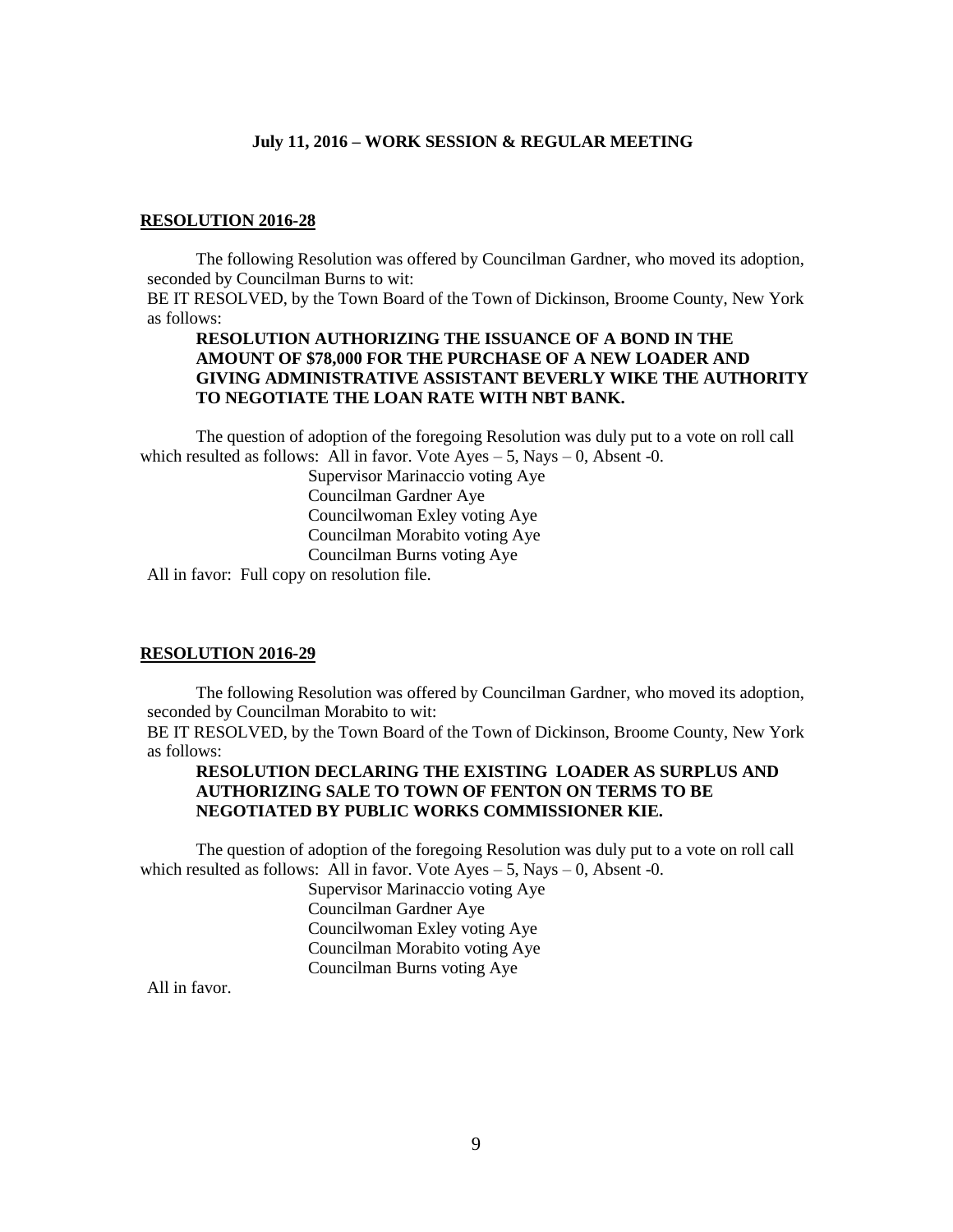**July 11, 2016 – WORK SESSION & REGULAR MEETING**

**RESOLUTION 2016-28**

The following Resolution was offered by Councilman Gardner, who moved its adoption, seconded by Councilman Burns to wit:

BE IT RESOLVED, by the Town Board of the Town of Dickinson, Broome County, New York as follows:

**RESOLUTION AUTHORIZING THE ISSUANCE OF A BOND IN THE AMOUNT OF $78,000 FOR THE PURCHASE OF A NEW LOADER AND GIVING ADMINISTRATIVE ASSISTANT BEVERLY WIKE THE AUTHORITY TO NEGOTIATE THE LOAN RATE WITH NBT BANK.**

The question of adoption of the foregoing Resolution was duly put to a vote on roll call which resulted as follows: All in favor. Vote Ayes – 5, Nays – 0, Absent -0.

Supervisor Marinaccio voting Aye
Councilman Gardner Aye
Councilwoman Exley voting Aye
Councilman Morabito voting Aye
Councilman Burns voting Aye

All in favor: Full copy on resolution file.

**RESOLUTION 2016-29**

The following Resolution was offered by Councilman Gardner, who moved its adoption, seconded by Councilman Morabito to wit:

BE IT RESOLVED, by the Town Board of the Town of Dickinson, Broome County, New York as follows:

**RESOLUTION DECLARING THE EXISTING LOADER AS SURPLUS AND AUTHORIZING SALE TO TOWN OF FENTON ON TERMS TO BE NEGOTIATED BY PUBLIC WORKS COMMISSIONER KIE.**

The question of adoption of the foregoing Resolution was duly put to a vote on roll call which resulted as follows: All in favor. Vote Ayes – 5, Nays – 0, Absent -0.

Supervisor Marinaccio voting Aye
Councilman Gardner Aye
Councilwoman Exley voting Aye
Councilman Morabito voting Aye
Councilman Burns voting Aye

All in favor.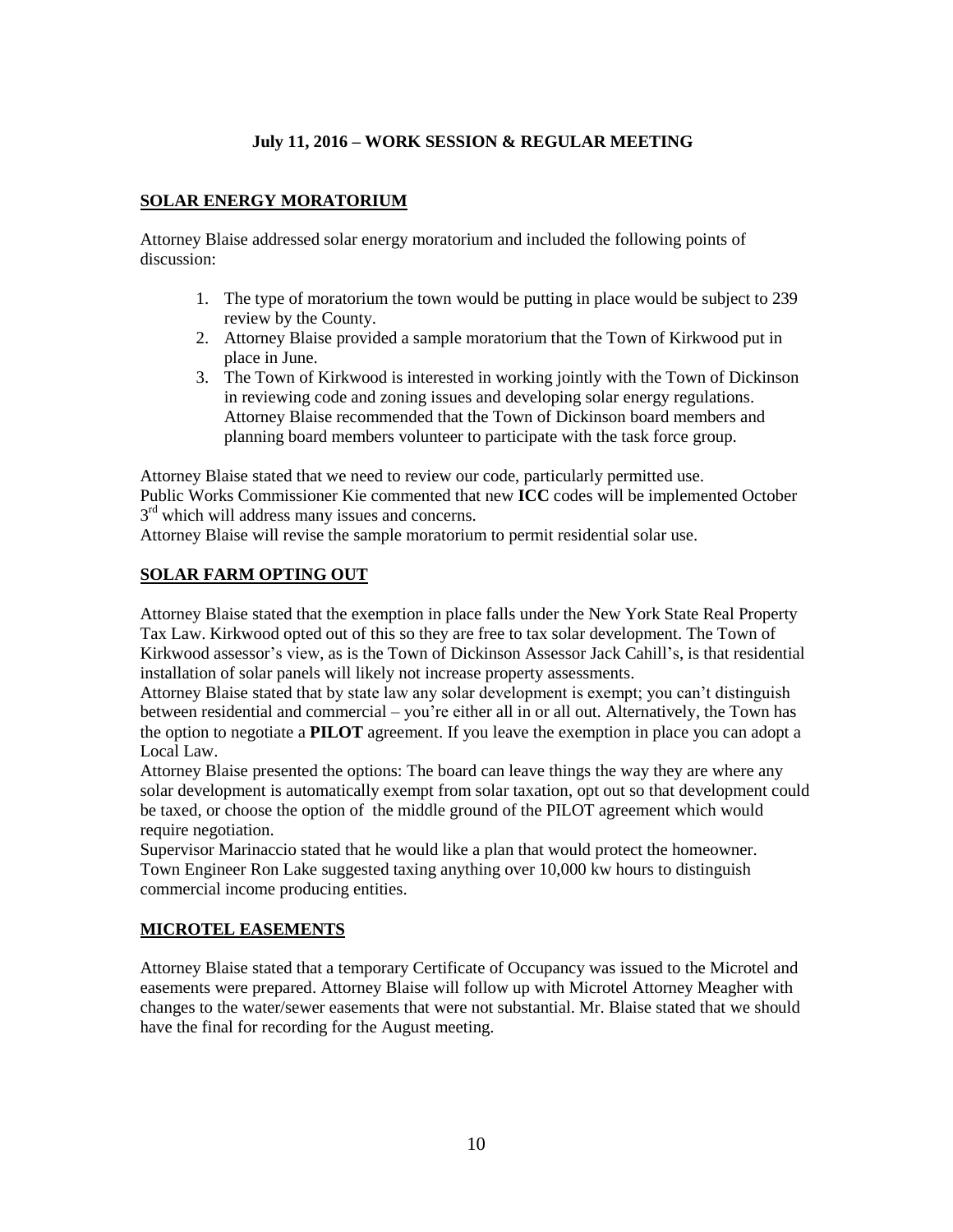**July 11, 2016 – WORK SESSION & REGULAR MEETING**

**SOLAR ENERGY MORATORIUM**

Attorney Blaise addressed solar energy moratorium and included the following points of discussion:

1. The type of moratorium the town would be putting in place would be subject to 239 review by the County.
2. Attorney Blaise provided a sample moratorium that the Town of Kirkwood put in place in June.
3. The Town of Kirkwood is interested in working jointly with the Town of Dickinson in reviewing code and zoning issues and developing solar energy regulations. Attorney Blaise recommended that the Town of Dickinson board members and planning board members volunteer to participate with the task force group.

Attorney Blaise stated that we need to review our code, particularly permitted use.
Public Works Commissioner Kie commented that new **ICC** codes will be implemented October 3rd which will address many issues and concerns.
Attorney Blaise will revise the sample moratorium to permit residential solar use.

**SOLAR FARM OPTING OUT**

Attorney Blaise stated that the exemption in place falls under the New York State Real Property Tax Law. Kirkwood opted out of this so they are free to tax solar development. The Town of Kirkwood assessor's view, as is the Town of Dickinson Assessor Jack Cahill's, is that residential installation of solar panels will likely not increase property assessments.
Attorney Blaise stated that by state law any solar development is exempt; you can't distinguish between residential and commercial – you're either all in or all out. Alternatively, the Town has the option to negotiate a **PILOT** agreement. If you leave the exemption in place you can adopt a Local Law.
Attorney Blaise presented the options: The board can leave things the way they are where any solar development is automatically exempt from solar taxation, opt out so that development could be taxed, or choose the option of the middle ground of the PILOT agreement which would require negotiation.
Supervisor Marinaccio stated that he would like a plan that would protect the homeowner.
Town Engineer Ron Lake suggested taxing anything over 10,000 kw hours to distinguish commercial income producing entities.

**MICROTEL EASEMENTS**

Attorney Blaise stated that a temporary Certificate of Occupancy was issued to the Microtel and easements were prepared. Attorney Blaise will follow up with Microtel Attorney Meagher with changes to the water/sewer easements that were not substantial. Mr. Blaise stated that we should have the final for recording for the August meeting.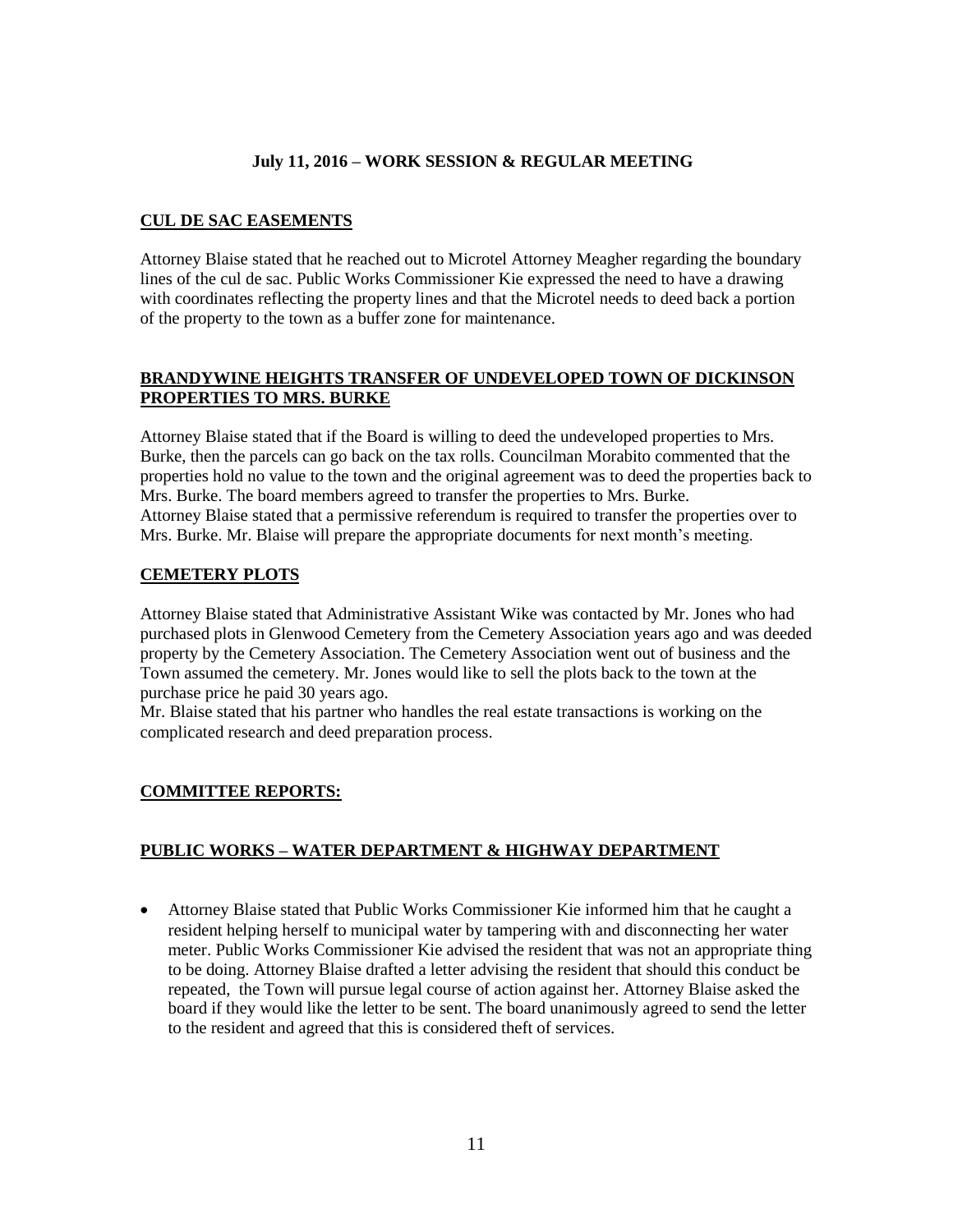**July 11, 2016 – WORK SESSION & REGULAR MEETING**

**CUL DE SAC EASEMENTS**

Attorney Blaise stated that he reached out to Microtel Attorney Meagher regarding the boundary lines of the cul de sac. Public Works Commissioner Kie expressed the need to have a drawing with coordinates reflecting the property lines and that the Microtel needs to deed back a portion of the property to the town as a buffer zone for maintenance.

**BRANDYWINE HEIGHTS TRANSFER OF UNDEVELOPED TOWN OF DICKINSON PROPERTIES TO MRS. BURKE**

Attorney Blaise stated that if the Board is willing to deed the undeveloped properties to Mrs. Burke, then the parcels can go back on the tax rolls. Councilman Morabito commented that the properties hold no value to the town and the original agreement was to deed the properties back to Mrs. Burke. The board members agreed to transfer the properties to Mrs. Burke.
Attorney Blaise stated that a permissive referendum is required to transfer the properties over to Mrs. Burke. Mr. Blaise will prepare the appropriate documents for next month's meeting.

**CEMETERY PLOTS**

Attorney Blaise stated that Administrative Assistant Wike was contacted by Mr. Jones who had purchased plots in Glenwood Cemetery from the Cemetery Association years ago and was deeded property by the Cemetery Association. The Cemetery Association went out of business and the Town assumed the cemetery. Mr. Jones would like to sell the plots back to the town at the purchase price he paid 30 years ago.
Mr. Blaise stated that his partner who handles the real estate transactions is working on the complicated research and deed preparation process.

**COMMITTEE REPORTS:**

**PUBLIC WORKS – WATER DEPARTMENT & HIGHWAY DEPARTMENT**

- Attorney Blaise stated that Public Works Commissioner Kie informed him that he caught a resident helping herself to municipal water by tampering with and disconnecting her water meter. Public Works Commissioner Kie advised the resident that was not an appropriate thing to be doing. Attorney Blaise drafted a letter advising the resident that should this conduct be repeated, the Town will pursue legal course of action against her. Attorney Blaise asked the board if they would like the letter to be sent. The board unanimously agreed to send the letter to the resident and agreed that this is considered theft of services.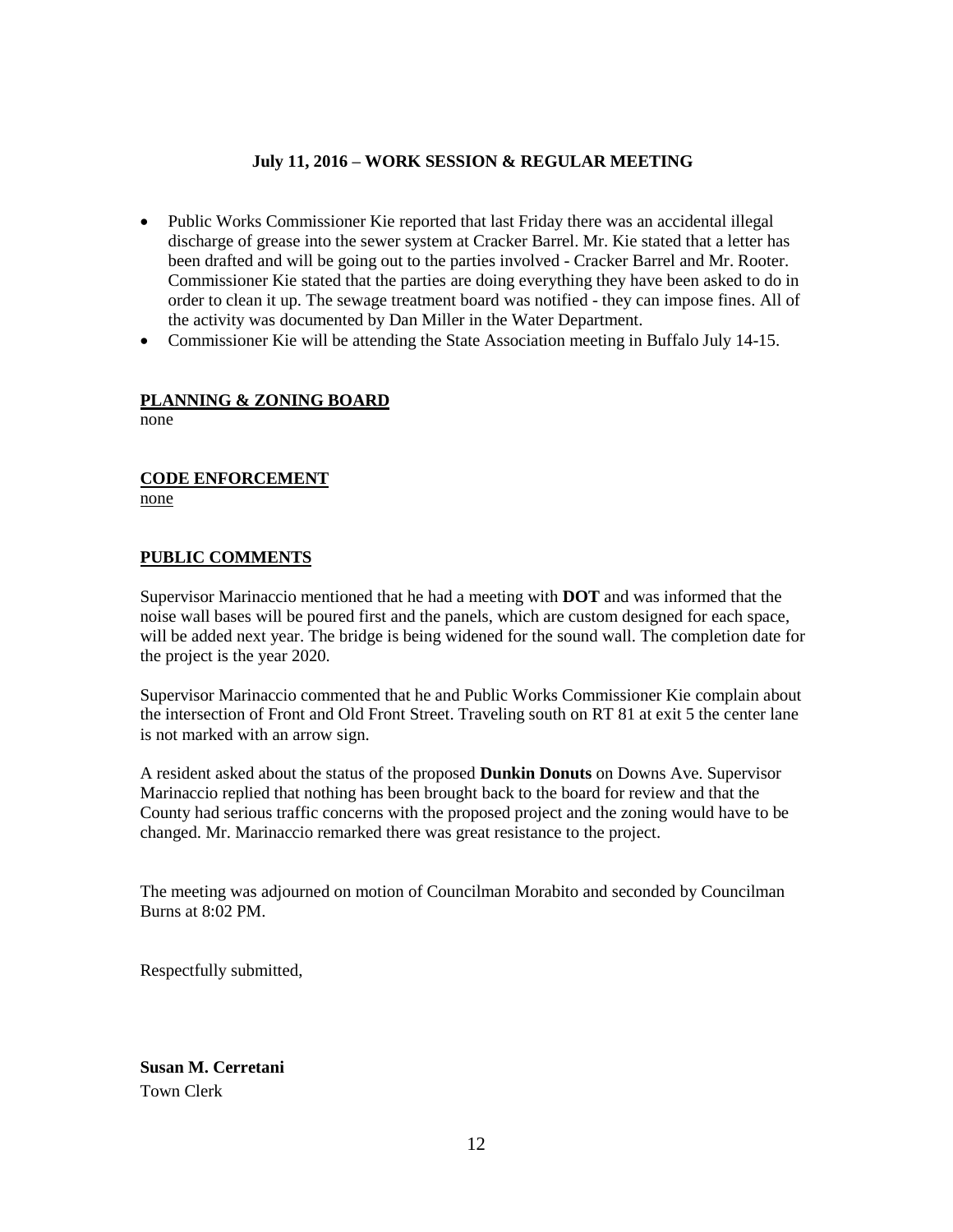**July 11, 2016 – WORK SESSION & REGULAR MEETING**

- Public Works Commissioner Kie reported that last Friday there was an accidental illegal discharge of grease into the sewer system at Cracker Barrel. Mr. Kie stated that a letter has been drafted and will be going out to the parties involved - Cracker Barrel and Mr. Rooter. Commissioner Kie stated that the parties are doing everything they have been asked to do in order to clean it up. The sewage treatment board was notified - they can impose fines. All of the activity was documented by Dan Miller in the Water Department.
- Commissioner Kie will be attending the State Association meeting in Buffalo July 14-15.

**PLANNING & ZONING BOARD**

none

**CODE ENFORCEMENT**

none

**PUBLIC COMMENTS**

Supervisor Marinaccio mentioned that he had a meeting with **DOT** and was informed that the noise wall bases will be poured first and the panels, which are custom designed for each space, will be added next year. The bridge is being widened for the sound wall. The completion date for the project is the year 2020.

Supervisor Marinaccio commented that he and Public Works Commissioner Kie complain about the intersection of Front and Old Front Street. Traveling south on RT 81 at exit 5 the center lane is not marked with an arrow sign.

A resident asked about the status of the proposed **Dunkin Donuts** on Downs Ave. Supervisor Marinaccio replied that nothing has been brought back to the board for review and that the County had serious traffic concerns with the proposed project and the zoning would have to be changed. Mr. Marinaccio remarked there was great resistance to the project.

The meeting was adjourned on motion of Councilman Morabito and seconded by Councilman Burns at 8:02 PM.

Respectfully submitted,

**Susan M. Cerretani**
Town Clerk